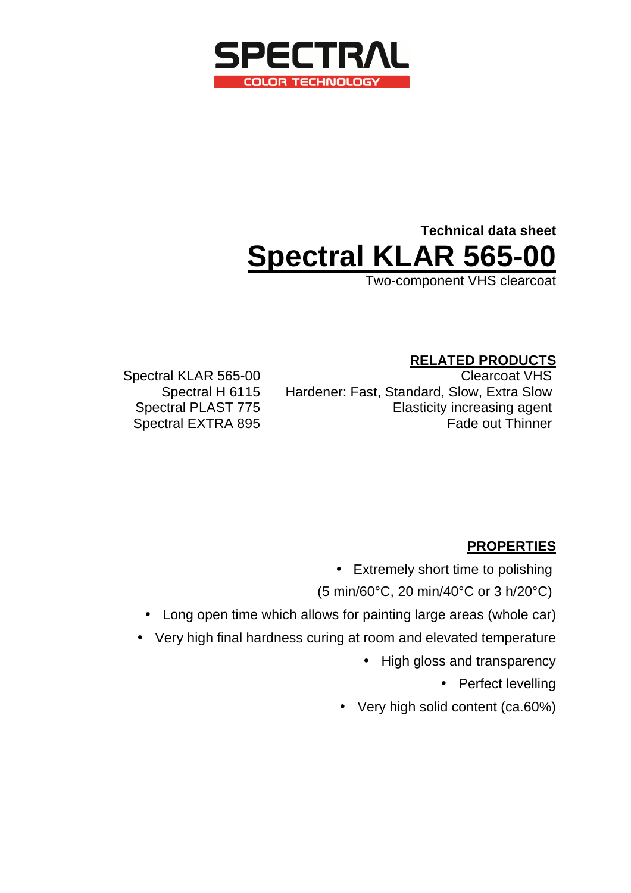SPECTRAL

COLOR TECHNOLOGY

**Technical data sheet**

# Spectral KLAR 565-00

Two-component VHS clearcoat

## RELATED PRODUCTS

| Product | Description |
| --- | --- |
| Spectral KLAR 565-00 | Clearcoat VHS |
| Spectral H 6115 | Hardener: Fast, Standard, Slow, Extra Slow |
| Spectral PLAST 775 | Elasticity increasing agent |
| Spectral EXTRA 895 | Fade out Thinner |

## PROPERTIES

- Extremely short time to polishing (5 min/60°C, 20 min/40°C or 3 h/20°C)
- Long open time which allows for painting large areas (whole car)
- Very high final hardness curing at room and elevated temperature
- High gloss and transparency
- Perfect levelling
- Very high solid content (ca.60%)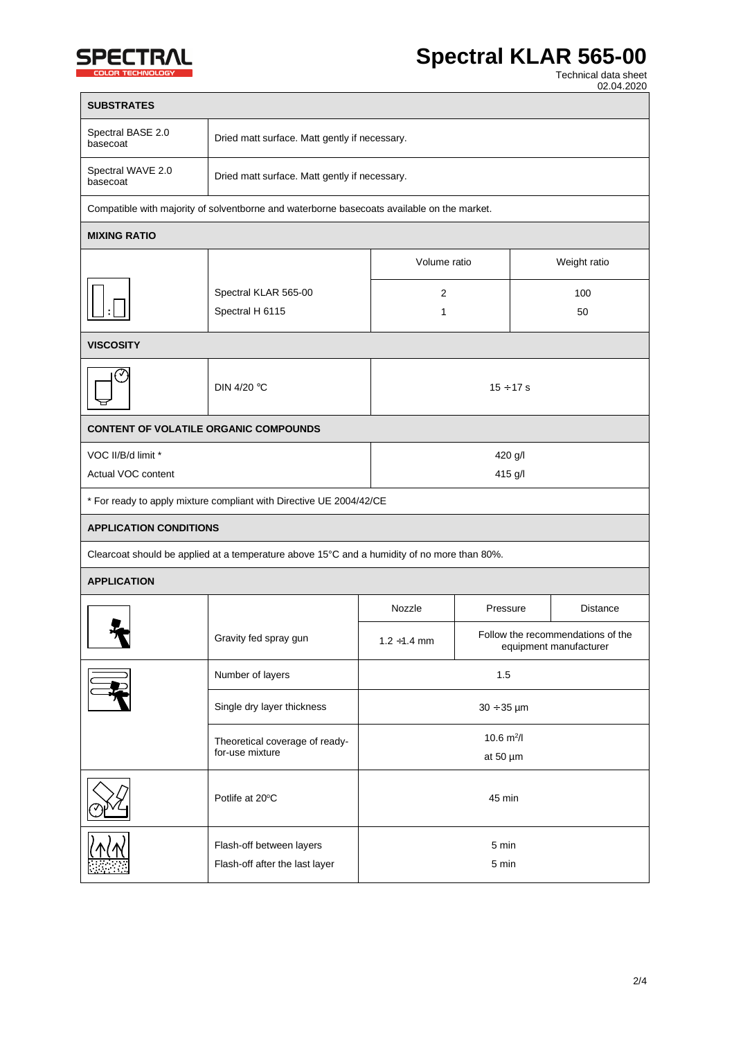# Spectral KLAR 565-00

Technical data sheet
02.04.2020

## SUBSTRATES

| | |
|---|---|
| Spectral BASE 2.0 basecoat | Dried matt surface. Matt gently if necessary. |
| Spectral WAVE 2.0 basecoat | Dried matt surface. Matt gently if necessary. |

Compatible with majority of solventborne and waterborne basecoats available on the market.

## MIXING RATIO

| | | Volume ratio | Weight ratio |
|---|---|---|---|
| | Spectral KLAR 565-00 | 2 | 100 |
| | Spectral H 6115 | 1 | 50 |

## VISCOSITY

| | |
|---|---|
| DIN 4/20 °C | 15 ÷ 17 s |

## CONTENT OF VOLATILE ORGANIC COMPOUNDS

| | |
|---|---|
| VOC II/B/d limit * | 420 g/l |
| Actual VOC content | 415 g/l |

\* For ready to apply mixture compliant with Directive UE 2004/42/CE

## APPLICATION CONDITIONS

Clearcoat should be applied at a temperature above 15°C and a humidity of no more than 80%.

## APPLICATION

| | Nozzle | Pressure | Distance |
|---|---|---|---|
| Gravity fed spray gun | 1.2 ÷1.4 mm | Follow the recommendations of the equipment manufacturer | |

| | |
|---|---|
| Number of layers | 1.5 |
| Single dry layer thickness | 30 ÷ 35 µm |
| Theoretical coverage of ready-for-use mixture | 10.6 $m^2$/l at 50 µm |
| Potlife at 20°C | 45 min |
| Flash-off between layers | 5 min |
| Flash-off after the last layer | 5 min |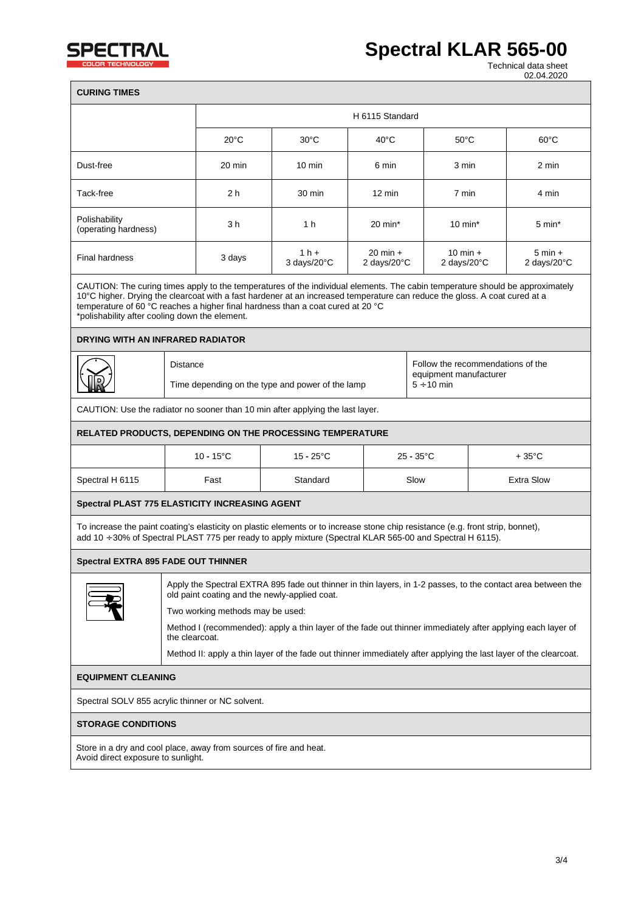# Spectral KLAR 565-00

Technical data sheet
02.04.2020

## CURING TIMES

| | H 6115 Standard | | | | |
|---|---|---|---|---|---|
| | 20°C | 30°C | 40°C | 50°C | 60°C |
| Dust-free | 20 min | 10 min | 6 min | 3 min | 2 min |
| Tack-free | 2 h | 30 min | 12 min | 7 min | 4 min |
| Polishability (operating hardness) | 3 h | 1 h | 20 min* | 10 min* | 5 min* |
| Final hardness | 3 days | 1 h + 3 days/20°C | 20 min + 2 days/20°C | 10 min + 2 days/20°C | 5 min + 2 days/20°C |

CAUTION: The curing times apply to the temperatures of the individual elements. The cabin temperature should be approximately 10°C higher. Drying the clearcoat with a fast hardener at an increased temperature can reduce the gloss. A coat cured at a temperature of 60 °C reaches a higher final hardness than a coat cured at 20 °C
*polishability after cooling down the element.

## DRYING WITH AN INFRARED RADIATOR

| | |
|---|---|
| Distance | Follow the recommendations of the equipment manufacturer |
| Time depending on the type and power of the lamp | 5 ÷10 min |

CAUTION: Use the radiator no sooner than 10 min after applying the last layer.

## RELATED PRODUCTS, DEPENDING ON THE PROCESSING TEMPERATURE

| | 10 - 15°C | 15 - 25°C | 25 - 35°C | + 35°C |
|---|---|---|---|---|
| Spectral H 6115 | Fast | Standard | Slow | Extra Slow |

## Spectral PLAST 775 ELASTICITY INCREASING AGENT

To increase the paint coating's elasticity on plastic elements or to increase stone chip resistance (e.g. front strip, bonnet), add 10 ÷30% of Spectral PLAST 775 per ready to apply mixture (Spectral KLAR 565-00 and Spectral H 6115).

## Spectral EXTRA 895 FADE OUT THINNER

Apply the Spectral EXTRA 895 fade out thinner in thin layers, in 1-2 passes, to the contact area between the old paint coating and the newly-applied coat.

Two working methods may be used:

Method I (recommended): apply a thin layer of the fade out thinner immediately after applying each layer of the clearcoat.

Method II: apply a thin layer of the fade out thinner immediately after applying the last layer of the clearcoat.

## EQUIPMENT CLEANING

Spectral SOLV 855 acrylic thinner or NC solvent.

## STORAGE CONDITIONS

Store in a dry and cool place, away from sources of fire and heat.
Avoid direct exposure to sunlight.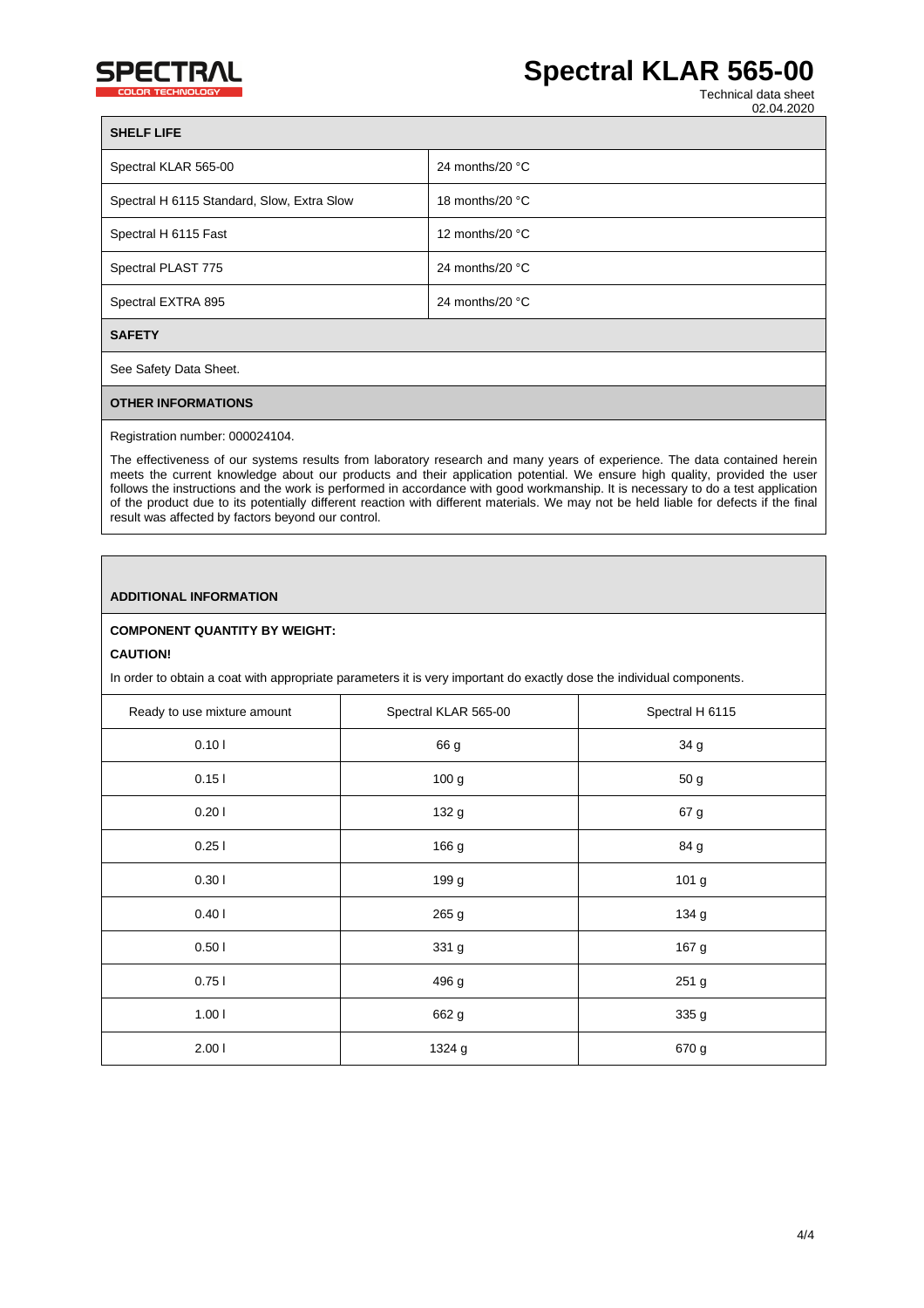# Spectral KLAR 565-00

Technical data sheet
02.04.2020

## SHELF LIFE

| | |
|---|---|
| Spectral KLAR 565-00 | 24 months/20 °C |
| Spectral H 6115 Standard, Slow, Extra Slow | 18 months/20 °C |
| Spectral H 6115 Fast | 12 months/20 °C |
| Spectral PLAST 775 | 24 months/20 °C |
| Spectral EXTRA 895 | 24 months/20 °C |

## SAFETY

See Safety Data Sheet.

## OTHER INFORMATIONS

Registration number: 000024104.

The effectiveness of our systems results from laboratory research and many years of experience. The data contained herein meets the current knowledge about our products and their application potential. We ensure high quality, provided the user follows the instructions and the work is performed in accordance with good workmanship. It is necessary to do a test application of the product due to its potentially different reaction with different materials. We may not be held liable for defects if the final result was affected by factors beyond our control.

## ADDITIONAL INFORMATION

**COMPONENT QUANTITY BY WEIGHT:**

**CAUTION!**

In order to obtain a coat with appropriate parameters it is very important do exactly dose the individual components.

| Ready to use mixture amount | Spectral KLAR 565-00 | Spectral H 6115 |
|---|---|---|
| 0.10 l | 66 g | 34 g |
| 0.15 l | 100 g | 50 g |
| 0.20 l | 132 g | 67 g |
| 0.25 l | 166 g | 84 g |
| 0.30 l | 199 g | 101 g |
| 0.40 l | 265 g | 134 g |
| 0.50 l | 331 g | 167 g |
| 0.75 l | 496 g | 251 g |
| 1.00 l | 662 g | 335 g |
| 2.00 l | 1324 g | 670 g |